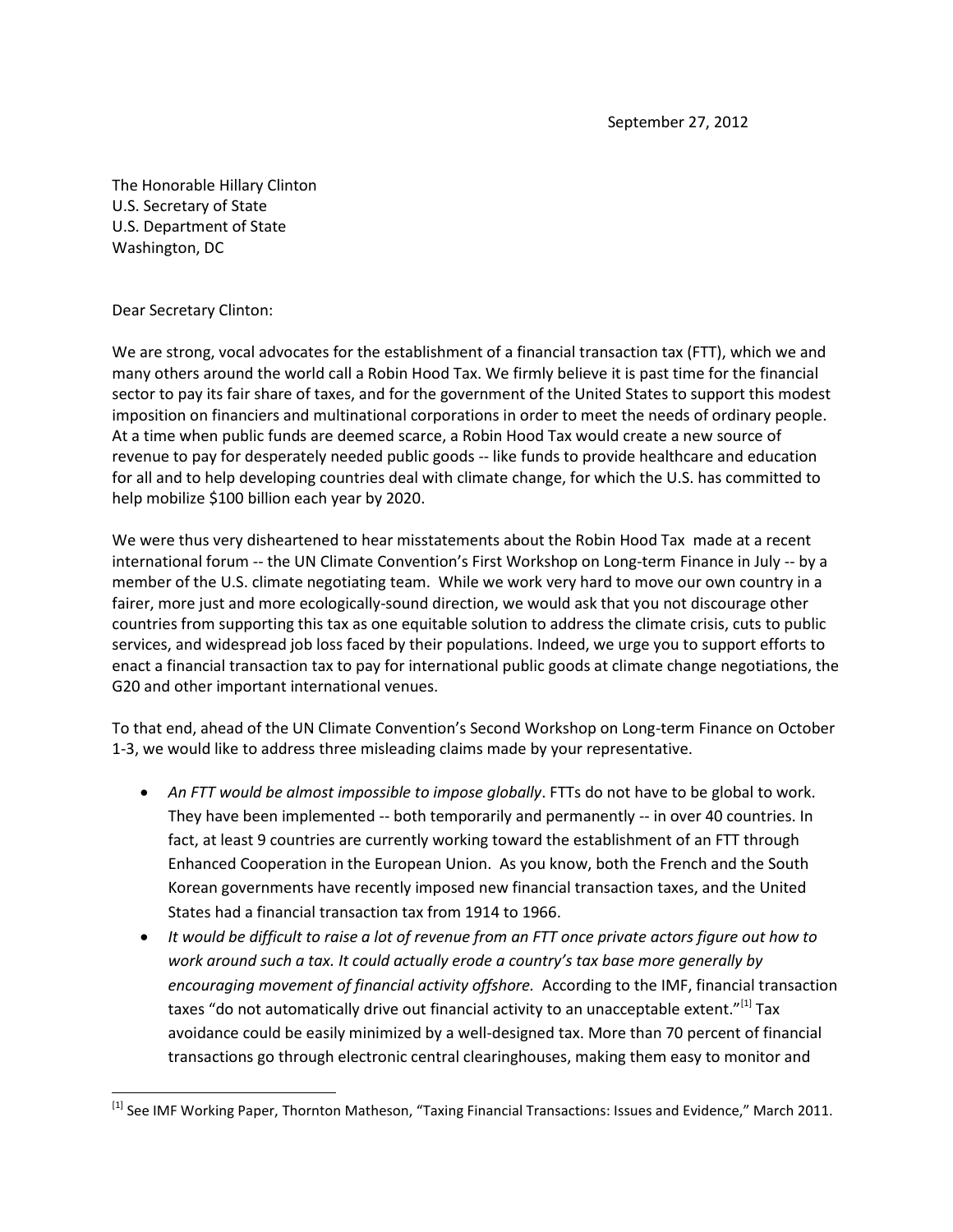September 27, 2012

The Honorable Hillary Clinton
U.S. Secretary of State
U.S. Department of State
Washington, DC

Dear Secretary Clinton:

We are strong, vocal advocates for the establishment of a financial transaction tax (FTT), which we and many others around the world call a Robin Hood Tax. We firmly believe it is past time for the financial sector to pay its fair share of taxes, and for the government of the United States to support this modest imposition on financiers and multinational corporations in order to meet the needs of ordinary people. At a time when public funds are deemed scarce, a Robin Hood Tax would create a new source of revenue to pay for desperately needed public goods -- like funds to provide healthcare and education for all and to help developing countries deal with climate change, for which the U.S. has committed to help mobilize $100 billion each year by 2020.

We were thus very disheartened to hear misstatements about the Robin Hood Tax made at a recent international forum -- the UN Climate Convention's First Workshop on Long-term Finance in July -- by a member of the U.S. climate negotiating team. While we work very hard to move our own country in a fairer, more just and more ecologically-sound direction, we would ask that you not discourage other countries from supporting this tax as one equitable solution to address the climate crisis, cuts to public services, and widespread job loss faced by their populations. Indeed, we urge you to support efforts to enact a financial transaction tax to pay for international public goods at climate change negotiations, the G20 and other important international venues.

To that end, ahead of the UN Climate Convention's Second Workshop on Long-term Finance on October 1-3, we would like to address three misleading claims made by your representative.

- *An FTT would be almost impossible to impose globally*. FTTs do not have to be global to work. They have been implemented -- both temporarily and permanently -- in over 40 countries. In fact, at least 9 countries are currently working toward the establishment of an FTT through Enhanced Cooperation in the European Union. As you know, both the French and the South Korean governments have recently imposed new financial transaction taxes, and the United States had a financial transaction tax from 1914 to 1966.
- *It would be difficult to raise a lot of revenue from an FTT once private actors figure out how to work around such a tax. It could actually erode a country's tax base more generally by encouraging movement of financial activity offshore.* According to the IMF, financial transaction taxes "do not automatically drive out financial activity to an unacceptable extent."[1] Tax avoidance could be easily minimized by a well-designed tax. More than 70 percent of financial transactions go through electronic central clearinghouses, making them easy to monitor and

[1] See IMF Working Paper, Thornton Matheson, "Taxing Financial Transactions: Issues and Evidence," March 2011.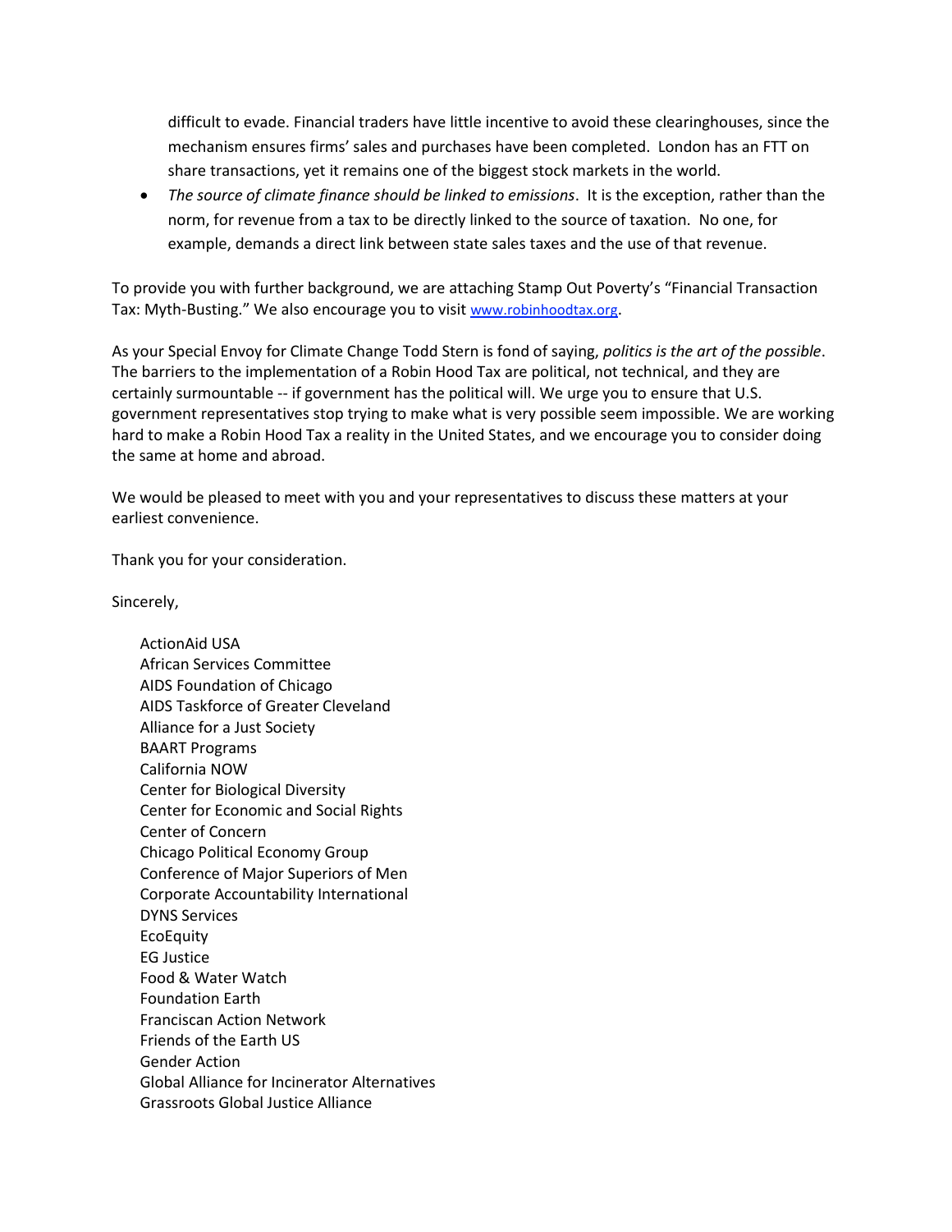difficult to evade. Financial traders have little incentive to avoid these clearinghouses, since the mechanism ensures firms' sales and purchases have been completed. London has an FTT on share transactions, yet it remains one of the biggest stock markets in the world.

- *The source of climate finance should be linked to emissions*. It is the exception, rather than the norm, for revenue from a tax to be directly linked to the source of taxation. No one, for example, demands a direct link between state sales taxes and the use of that revenue.

To provide you with further background, we are attaching Stamp Out Poverty's "Financial Transaction Tax: Myth-Busting." We also encourage you to visit www.robinhoodtax.org.

As your Special Envoy for Climate Change Todd Stern is fond of saying, *politics is the art of the possible*. The barriers to the implementation of a Robin Hood Tax are political, not technical, and they are certainly surmountable -- if government has the political will. We urge you to ensure that U.S. government representatives stop trying to make what is very possible seem impossible. We are working hard to make a Robin Hood Tax a reality in the United States, and we encourage you to consider doing the same at home and abroad.

We would be pleased to meet with you and your representatives to discuss these matters at your earliest convenience.

Thank you for your consideration.

Sincerely,

ActionAid USA
African Services Committee
AIDS Foundation of Chicago
AIDS Taskforce of Greater Cleveland
Alliance for a Just Society
BAART Programs
California NOW
Center for Biological Diversity
Center for Economic and Social Rights
Center of Concern
Chicago Political Economy Group
Conference of Major Superiors of Men
Corporate Accountability International
DYNS Services
EcoEquity
EG Justice
Food & Water Watch
Foundation Earth
Franciscan Action Network
Friends of the Earth US
Gender Action
Global Alliance for Incinerator Alternatives
Grassroots Global Justice Alliance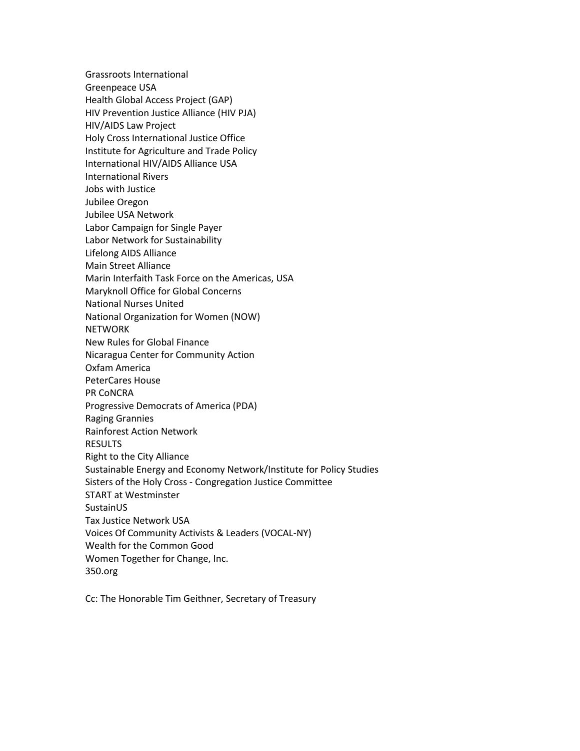Grassroots International
Greenpeace USA
Health Global Access Project (GAP)
HIV Prevention Justice Alliance (HIV PJA)
HIV/AIDS Law Project
Holy Cross International Justice Office
Institute for Agriculture and Trade Policy
International HIV/AIDS Alliance USA
International Rivers
Jobs with Justice
Jubilee Oregon
Jubilee USA Network
Labor Campaign for Single Payer
Labor Network for Sustainability
Lifelong AIDS Alliance
Main Street Alliance
Marin Interfaith Task Force on the Americas, USA
Maryknoll Office for Global Concerns
National Nurses United
National Organization for Women (NOW)
NETWORK
New Rules for Global Finance
Nicaragua Center for Community Action
Oxfam America
PeterCares House
PR CoNCRA
Progressive Democrats of America (PDA)
Raging Grannies
Rainforest Action Network
RESULTS
Right to the City Alliance
Sustainable Energy and Economy Network/Institute for Policy Studies
Sisters of the Holy Cross - Congregation Justice Committee
START at Westminster
SustainUS
Tax Justice Network USA
Voices Of Community Activists & Leaders (VOCAL-NY)
Wealth for the Common Good
Women Together for Change, Inc.
350.org

Cc: The Honorable Tim Geithner, Secretary of Treasury